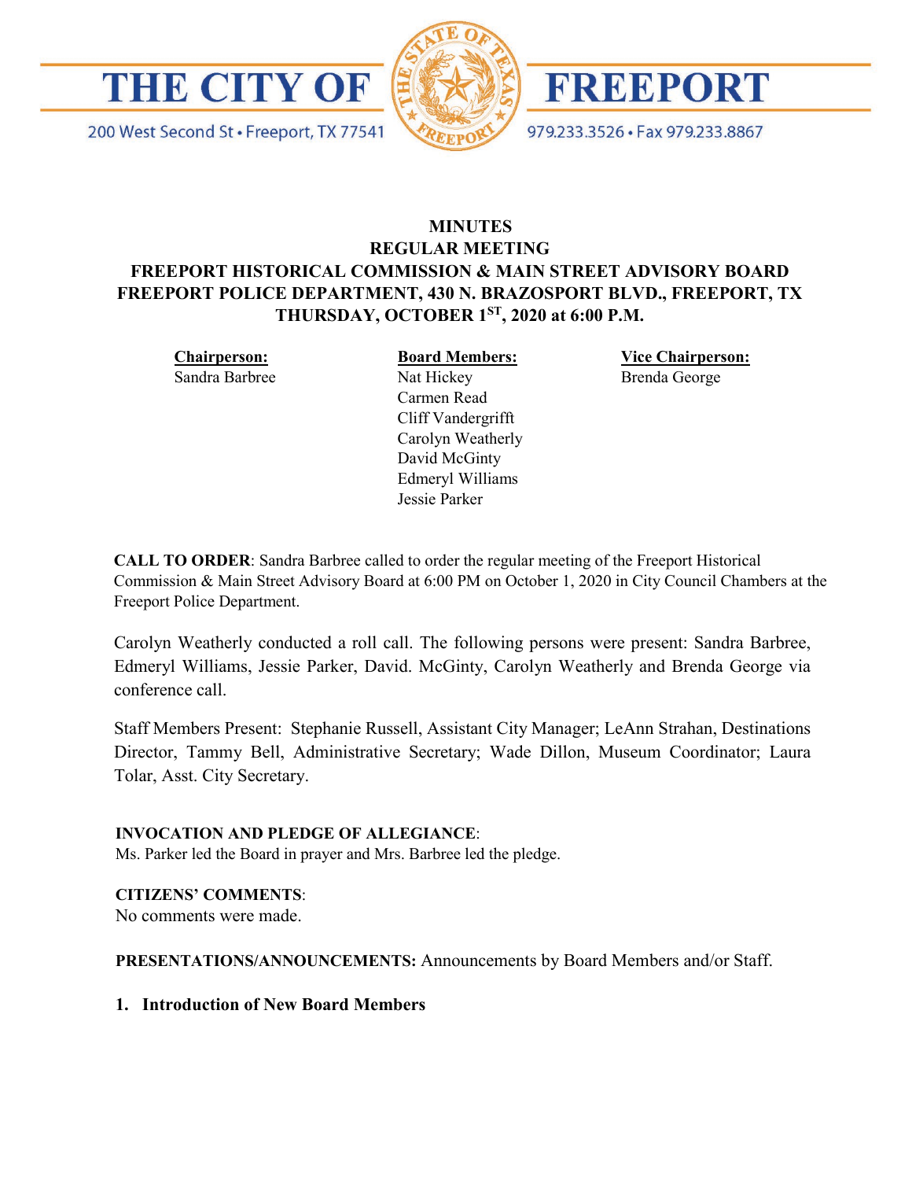# THE CITY OF FREEPORT

200 West Second St • Freeport, TX 77541

979.233.3526 • Fax 979.233.8867

**MINUTES**
**REGULAR MEETING**
**FREEPORT HISTORICAL COMMISSION & MAIN STREET ADVISORY BOARD**
**FREEPORT POLICE DEPARTMENT, 430 N. BRAZOSPORT BLVD., FREEPORT, TX**
**THURSDAY, OCTOBER 1ST, 2020 at 6:00 P.M.**

**Chairperson:**
Sandra Barbree

**Board Members:**
Nat Hickey
Carmen Read
Cliff Vandergrifft
Carolyn Weatherly
David McGinty
Edmeryl Williams
Jessie Parker

**Vice Chairperson:**
Brenda George

**CALL TO ORDER**: Sandra Barbree called to order the regular meeting of the Freeport Historical Commission & Main Street Advisory Board at 6:00 PM on October 1, 2020 in City Council Chambers at the Freeport Police Department.

Carolyn Weatherly conducted a roll call. The following persons were present: Sandra Barbree, Edmeryl Williams, Jessie Parker, David. McGinty, Carolyn Weatherly and Brenda George via conference call.

Staff Members Present: Stephanie Russell, Assistant City Manager; LeAnn Strahan, Destinations Director, Tammy Bell, Administrative Secretary; Wade Dillon, Museum Coordinator; Laura Tolar, Asst. City Secretary.

**INVOCATION AND PLEDGE OF ALLEGIANCE**:
Ms. Parker led the Board in prayer and Mrs. Barbree led the pledge.

**CITIZENS' COMMENTS**:
No comments were made.

**PRESENTATIONS/ANNOUNCEMENTS:** Announcements by Board Members and/or Staff.

1. **Introduction of New Board Members**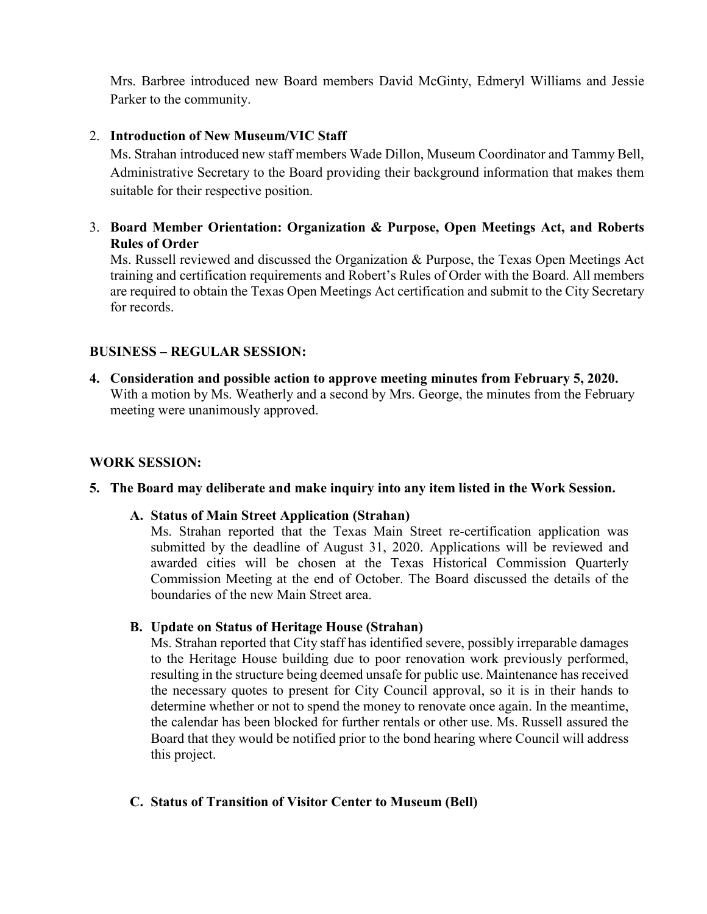Mrs. Barbree introduced new Board members David McGinty, Edmeryl Williams and Jessie Parker to the community.

2. **Introduction of New Museum/VIC Staff**

   Ms. Strahan introduced new staff members Wade Dillon, Museum Coordinator and Tammy Bell, Administrative Secretary to the Board providing their background information that makes them suitable for their respective position.

3. **Board Member Orientation: Organization & Purpose, Open Meetings Act, and Roberts Rules of Order**

   Ms. Russell reviewed and discussed the Organization & Purpose, the Texas Open Meetings Act training and certification requirements and Robert's Rules of Order with the Board. All members are required to obtain the Texas Open Meetings Act certification and submit to the City Secretary for records.

## BUSINESS – REGULAR SESSION:

**4. Consideration and possible action to approve meeting minutes from February 5, 2020.**

With a motion by Ms. Weatherly and a second by Mrs. George, the minutes from the February meeting were unanimously approved.

## WORK SESSION:

**5. The Board may deliberate and make inquiry into any item listed in the Work Session.**

**A. Status of Main Street Application (Strahan)**

Ms. Strahan reported that the Texas Main Street re-certification application was submitted by the deadline of August 31, 2020. Applications will be reviewed and awarded cities will be chosen at the Texas Historical Commission Quarterly Commission Meeting at the end of October. The Board discussed the details of the boundaries of the new Main Street area.

**B. Update on Status of Heritage House (Strahan)**

Ms. Strahan reported that City staff has identified severe, possibly irreparable damages to the Heritage House building due to poor renovation work previously performed, resulting in the structure being deemed unsafe for public use. Maintenance has received the necessary quotes to present for City Council approval, so it is in their hands to determine whether or not to spend the money to renovate once again. In the meantime, the calendar has been blocked for further rentals or other use. Ms. Russell assured the Board that they would be notified prior to the bond hearing where Council will address this project.

**C. Status of Transition of Visitor Center to Museum (Bell)**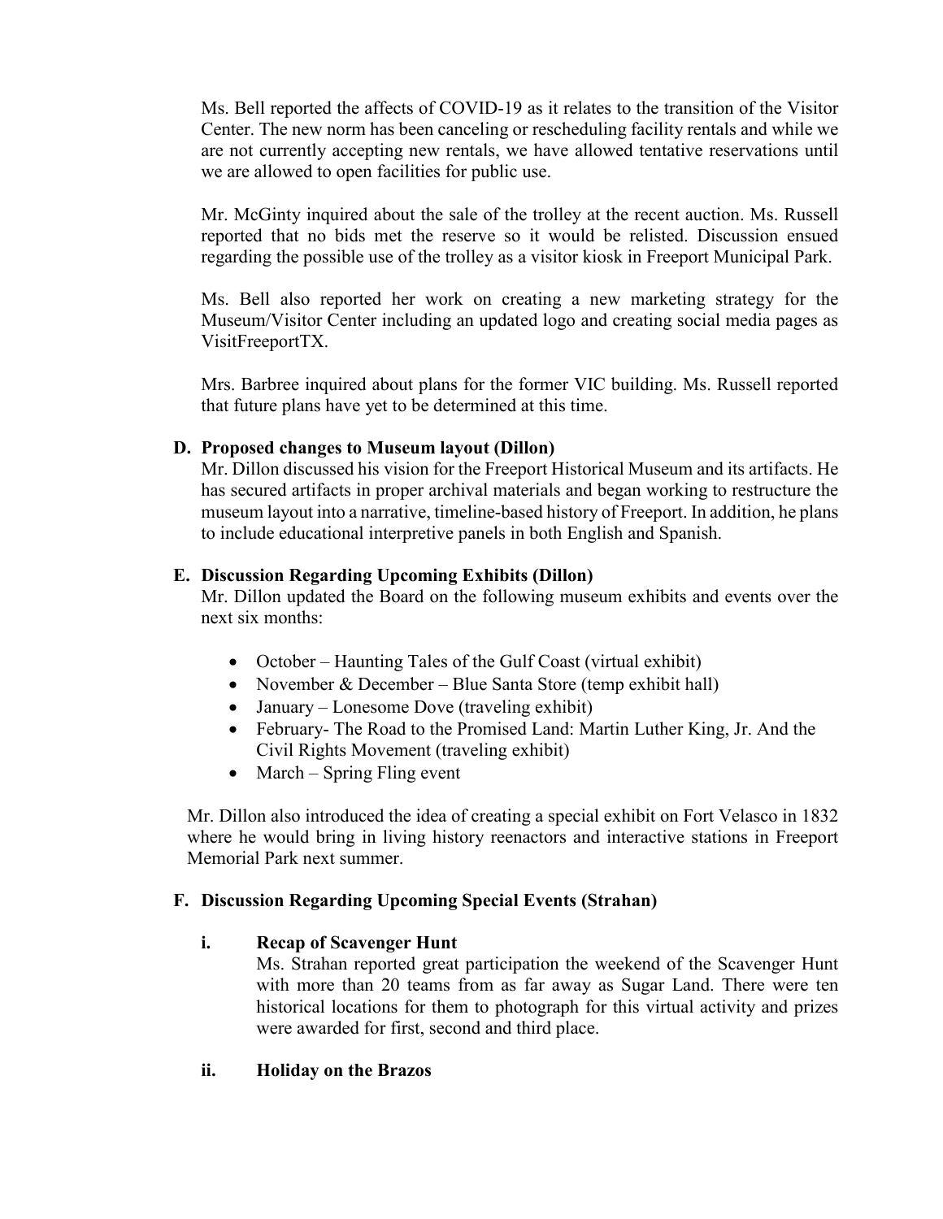Ms. Bell reported the affects of COVID-19 as it relates to the transition of the Visitor Center. The new norm has been canceling or rescheduling facility rentals and while we are not currently accepting new rentals, we have allowed tentative reservations until we are allowed to open facilities for public use.

Mr. McGinty inquired about the sale of the trolley at the recent auction. Ms. Russell reported that no bids met the reserve so it would be relisted. Discussion ensued regarding the possible use of the trolley as a visitor kiosk in Freeport Municipal Park.

Ms. Bell also reported her work on creating a new marketing strategy for the Museum/Visitor Center including an updated logo and creating social media pages as VisitFreeportTX.

Mrs. Barbree inquired about plans for the former VIC building. Ms. Russell reported that future plans have yet to be determined at this time.

**D. Proposed changes to Museum layout (Dillon)**

Mr. Dillon discussed his vision for the Freeport Historical Museum and its artifacts. He has secured artifacts in proper archival materials and began working to restructure the museum layout into a narrative, timeline-based history of Freeport. In addition, he plans to include educational interpretive panels in both English and Spanish.

**E. Discussion Regarding Upcoming Exhibits (Dillon)**

Mr. Dillon updated the Board on the following museum exhibits and events over the next six months:

- October – Haunting Tales of the Gulf Coast (virtual exhibit)
- November & December – Blue Santa Store (temp exhibit hall)
- January – Lonesome Dove (traveling exhibit)
- February- The Road to the Promised Land: Martin Luther King, Jr. And the Civil Rights Movement (traveling exhibit)
- March – Spring Fling event

Mr. Dillon also introduced the idea of creating a special exhibit on Fort Velasco in 1832 where he would bring in living history reenactors and interactive stations in Freeport Memorial Park next summer.

**F. Discussion Regarding Upcoming Special Events (Strahan)**

**i. Recap of Scavenger Hunt**

Ms. Strahan reported great participation the weekend of the Scavenger Hunt with more than 20 teams from as far away as Sugar Land. There were ten historical locations for them to photograph for this virtual activity and prizes were awarded for first, second and third place.

**ii. Holiday on the Brazos**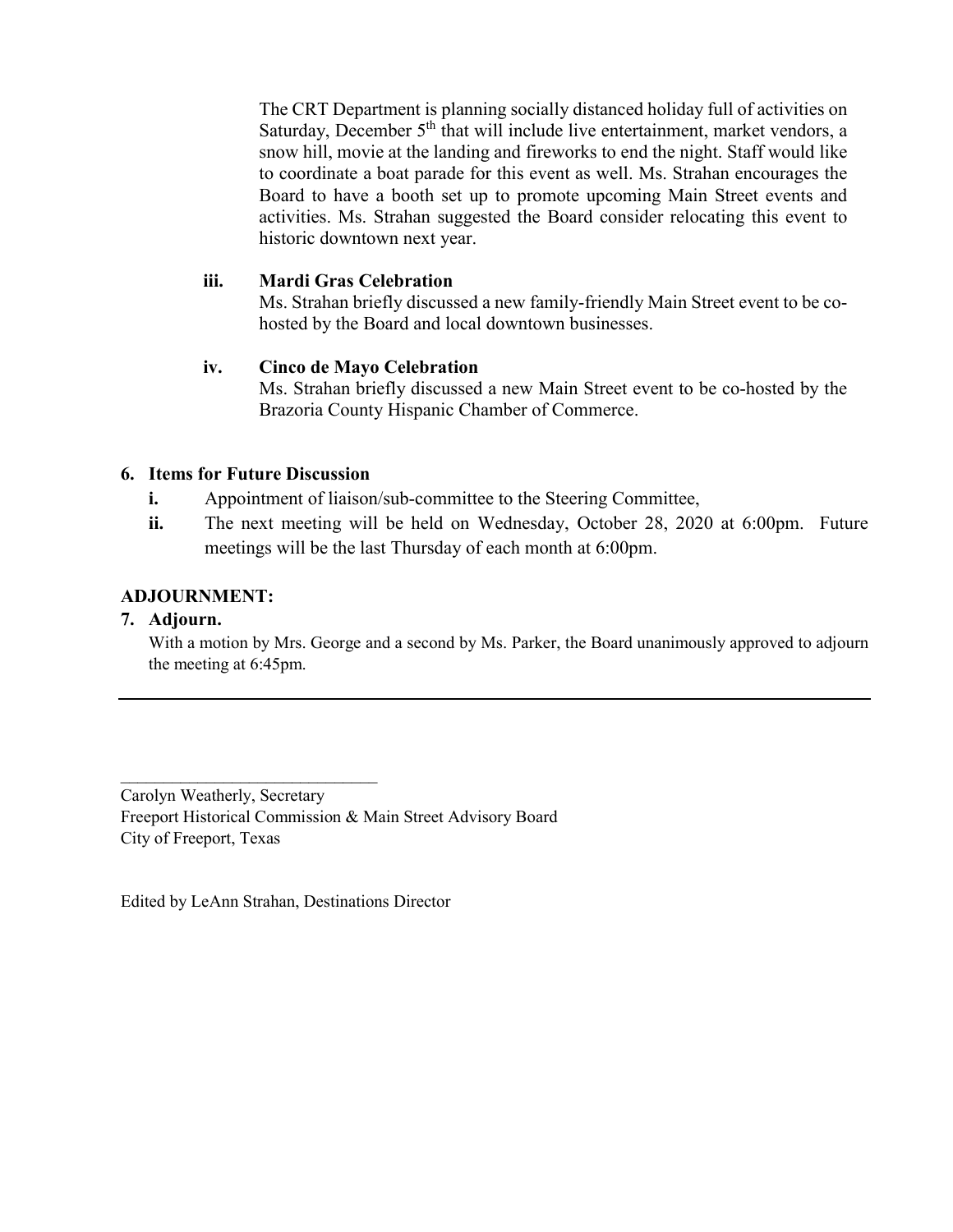The CRT Department is planning socially distanced holiday full of activities on Saturday, December 5th that will include live entertainment, market vendors, a snow hill, movie at the landing and fireworks to end the night. Staff would like to coordinate a boat parade for this event as well. Ms. Strahan encourages the Board to have a booth set up to promote upcoming Main Street events and activities. Ms. Strahan suggested the Board consider relocating this event to historic downtown next year.

**iii. Mardi Gras Celebration**

Ms. Strahan briefly discussed a new family-friendly Main Street event to be co-hosted by the Board and local downtown businesses.

**iv. Cinco de Mayo Celebration**

Ms. Strahan briefly discussed a new Main Street event to be co-hosted by the Brazoria County Hispanic Chamber of Commerce.

### 6. Items for Future Discussion

- **i.** Appointment of liaison/sub-committee to the Steering Committee,
- **ii.** The next meeting will be held on Wednesday, October 28, 2020 at 6:00pm. Future meetings will be the last Thursday of each month at 6:00pm.

### ADJOURNMENT:

### 7. Adjourn.

With a motion by Mrs. George and a second by Ms. Parker, the Board unanimously approved to adjourn the meeting at 6:45pm.

---

\_\_\_\_\_\_\_\_\_\_\_\_\_\_\_\_\_\_\_\_\_\_\_\_\_\_\_\_\_\_

Carolyn Weatherly, Secretary
Freeport Historical Commission & Main Street Advisory Board
City of Freeport, Texas

Edited by LeAnn Strahan, Destinations Director